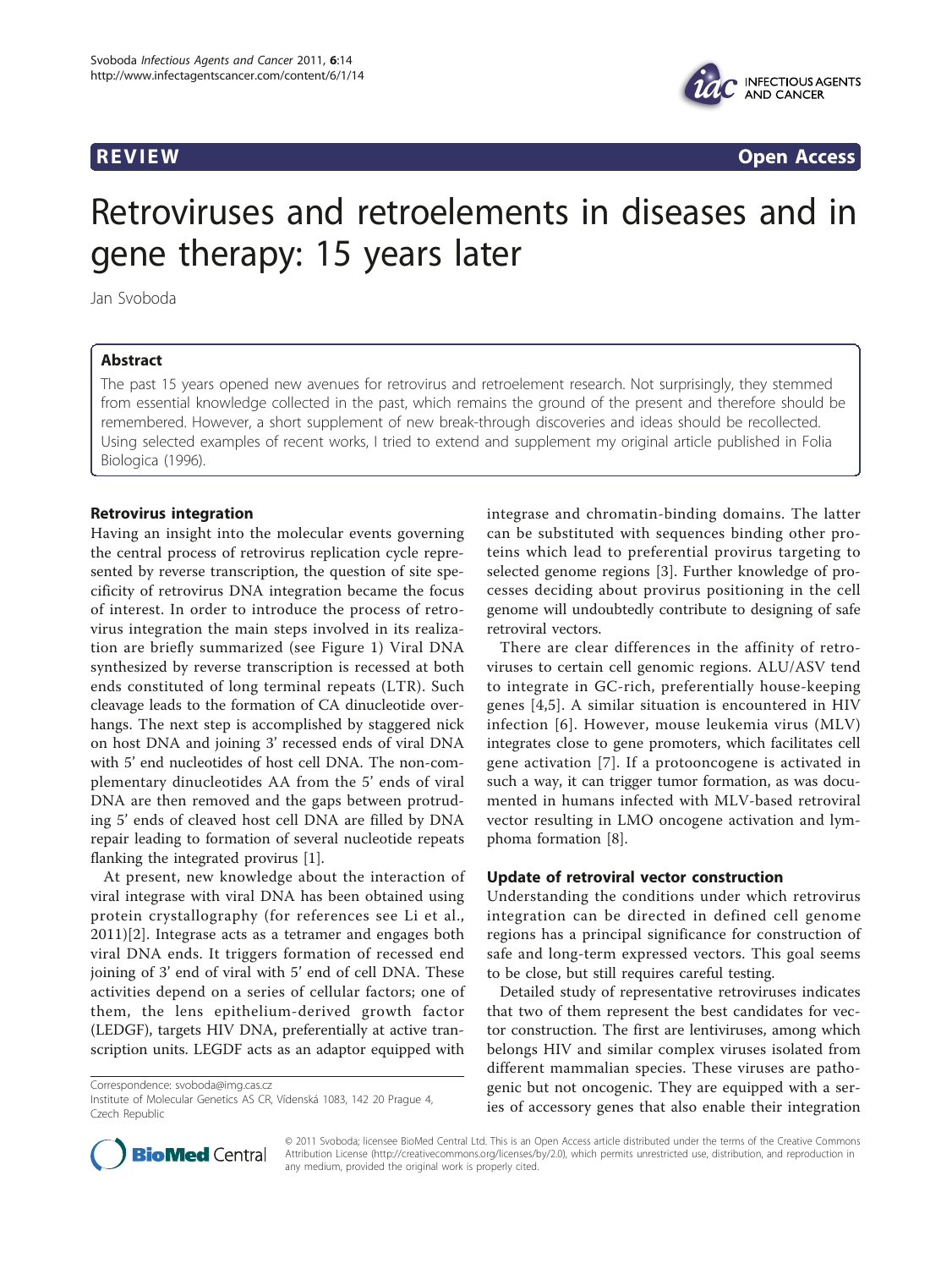**REVIEW** **Open Access**

# Retroviruses and retroelements in diseases and in gene therapy: 15 years later

Jan Svoboda

## Abstract

The past 15 years opened new avenues for retrovirus and retroelement research. Not surprisingly, they stemmed from essential knowledge collected in the past, which remains the ground of the present and therefore should be remembered. However, a short supplement of new break-through discoveries and ideas should be recollected. Using selected examples of recent works, I tried to extend and supplement my original article published in Folia Biologica (1996).

## Retrovirus integration

Having an insight into the molecular events governing the central process of retrovirus replication cycle represented by reverse transcription, the question of site specificity of retrovirus DNA integration became the focus of interest. In order to introduce the process of retrovirus integration the main steps involved in its realization are briefly summarized (see Figure 1) Viral DNA synthesized by reverse transcription is recessed at both ends constituted of long terminal repeats (LTR). Such cleavage leads to the formation of CA dinucleotide overhangs. The next step is accomplished by staggered nick on host DNA and joining 3' recessed ends of viral DNA with 5' end nucleotides of host cell DNA. The non-complementary dinucleotides AA from the 5' ends of viral DNA are then removed and the gaps between protruding 5' ends of cleaved host cell DNA are filled by DNA repair leading to formation of several nucleotide repeats flanking the integrated provirus [1].

At present, new knowledge about the interaction of viral integrase with viral DNA has been obtained using protein crystallography (for references see Li et al., 2011)[2]. Integrase acts as a tetramer and engages both viral DNA ends. It triggers formation of recessed end joining of 3' end of viral with 5' end of cell DNA. These activities depend on a series of cellular factors; one of them, the lens epithelium-derived growth factor (LEDGF), targets HIV DNA, preferentially at active transcription units. LEGDF acts as an adaptor equipped with integrase and chromatin-binding domains. The latter can be substituted with sequences binding other proteins which lead to preferential provirus targeting to selected genome regions [3]. Further knowledge of processes deciding about provirus positioning in the cell genome will undoubtedly contribute to designing of safe retroviral vectors.

There are clear differences in the affinity of retroviruses to certain cell genomic regions. ALU/ASV tend to integrate in GC-rich, preferentially house-keeping genes [4,5]. A similar situation is encountered in HIV infection [6]. However, mouse leukemia virus (MLV) integrates close to gene promoters, which facilitates cell gene activation [7]. If a protooncogene is activated in such a way, it can trigger tumor formation, as was documented in humans infected with MLV-based retroviral vector resulting in LMO oncogene activation and lymphoma formation [8].

## Update of retroviral vector construction

Understanding the conditions under which retrovirus integration can be directed in defined cell genome regions has a principal significance for construction of safe and long-term expressed vectors. This goal seems to be close, but still requires careful testing.

Detailed study of representative retroviruses indicates that two of them represent the best candidates for vector construction. The first are lentiviruses, among which belongs HIV and similar complex viruses isolated from different mammalian species. These viruses are pathogenic but not oncogenic. They are equipped with a series of accessory genes that also enable their integration

Correspondence: svoboda@img.cas.cz
Institute of Molecular Genetics AS CR, Vídenská 1083, 142 20 Prague 4, Czech Republic

© 2011 Svoboda; licensee BioMed Central Ltd. This is an Open Access article distributed under the terms of the Creative Commons Attribution License (http://creativecommons.org/licenses/by/2.0), which permits unrestricted use, distribution, and reproduction in any medium, provided the original work is properly cited.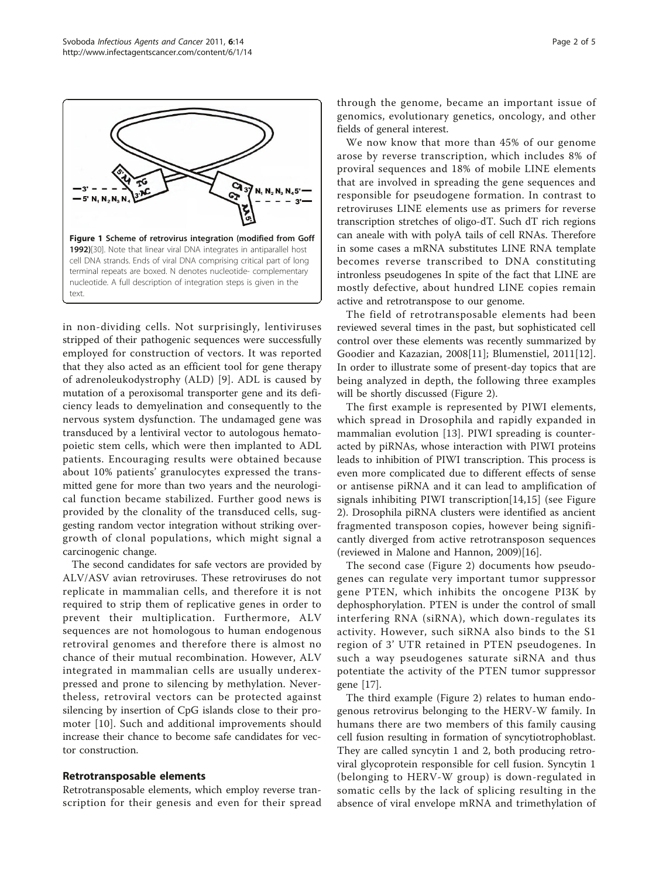Figure 1 Scheme of retrovirus integration (modified from Goff 1992)[30]. Note that linear viral DNA integrates in antiparallel host cell DNA strands. Ends of viral DNA comprising critical part of long terminal repeats are boxed. N denotes nucleotide- complementary nucleotide. A full description of integration steps is given in the text.

in non-dividing cells. Not surprisingly, lentiviruses stripped of their pathogenic sequences were successfully employed for construction of vectors. It was reported that they also acted as an efficient tool for gene therapy of adrenoleukodystrophy (ALD) [9]. ADL is caused by mutation of a peroxisomal transporter gene and its deficiency leads to demyelination and consequently to the nervous system dysfunction. The undamaged gene was transduced by a lentiviral vector to autologous hematopoietic stem cells, which were then implanted to ADL patients. Encouraging results were obtained because about 10% patients' granulocytes expressed the transmitted gene for more than two years and the neurological function became stabilized. Further good news is provided by the clonality of the transduced cells, suggesting random vector integration without striking overgrowth of clonal populations, which might signal a carcinogenic change.

The second candidates for safe vectors are provided by ALV/ASV avian retroviruses. These retroviruses do not replicate in mammalian cells, and therefore it is not required to strip them of replicative genes in order to prevent their multiplication. Furthermore, ALV sequences are not homologous to human endogenous retroviral genomes and therefore there is almost no chance of their mutual recombination. However, ALV integrated in mammalian cells are usually underexpressed and prone to silencing by methylation. Nevertheless, retroviral vectors can be protected against silencing by insertion of CpG islands close to their promoter [10]. Such and additional improvements should increase their chance to become safe candidates for vector construction.

## Retrotransposable elements

Retrotransposable elements, which employ reverse transcription for their genesis and even for their spread through the genome, became an important issue of genomics, evolutionary genetics, oncology, and other fields of general interest.

We now know that more than 45% of our genome arose by reverse transcription, which includes 8% of proviral sequences and 18% of mobile LINE elements that are involved in spreading the gene sequences and responsible for pseudogene formation. In contrast to retroviruses LINE elements use as primers for reverse transcription stretches of oligo-dT. Such dT rich regions can aneale with with polyA tails of cell RNAs. Therefore in some cases a mRNA substitutes LINE RNA template becomes reverse transcribed to DNA constituting intronless pseudogenes In spite of the fact that LINE are mostly defective, about hundred LINE copies remain active and retrotranspose to our genome.

The field of retrotransposable elements had been reviewed several times in the past, but sophisticated cell control over these elements was recently summarized by Goodier and Kazazian, 2008[11]; Blumenstiel, 2011[12]. In order to illustrate some of present-day topics that are being analyzed in depth, the following three examples will be shortly discussed (Figure 2).

The first example is represented by PIWI elements, which spread in Drosophila and rapidly expanded in mammalian evolution [13]. PIWI spreading is counteracted by piRNAs, whose interaction with PIWI proteins leads to inhibition of PIWI transcription. This process is even more complicated due to different effects of sense or antisense piRNA and it can lead to amplification of signals inhibiting PIWI transcription[14,15] (see Figure 2). Drosophila piRNA clusters were identified as ancient fragmented transposon copies, however being significantly diverged from active retrotransposon sequences (reviewed in Malone and Hannon, 2009)[16].

The second case (Figure 2) documents how pseudogenes can regulate very important tumor suppressor gene PTEN, which inhibits the oncogene PI3K by dephosphorylation. PTEN is under the control of small interfering RNA (siRNA), which down-regulates its activity. However, such siRNA also binds to the S1 region of 3' UTR retained in PTEN pseudogenes. In such a way pseudogenes saturate siRNA and thus potentiate the activity of the PTEN tumor suppressor gene [17].

The third example (Figure 2) relates to human endogenous retrovirus belonging to the HERV-W family. In humans there are two members of this family causing cell fusion resulting in formation of syncytiotrophoblast. They are called syncytin 1 and 2, both producing retroviral glycoprotein responsible for cell fusion. Syncytin 1 (belonging to HERV-W group) is down-regulated in somatic cells by the lack of splicing resulting in the absence of viral envelope mRNA and trimethylation of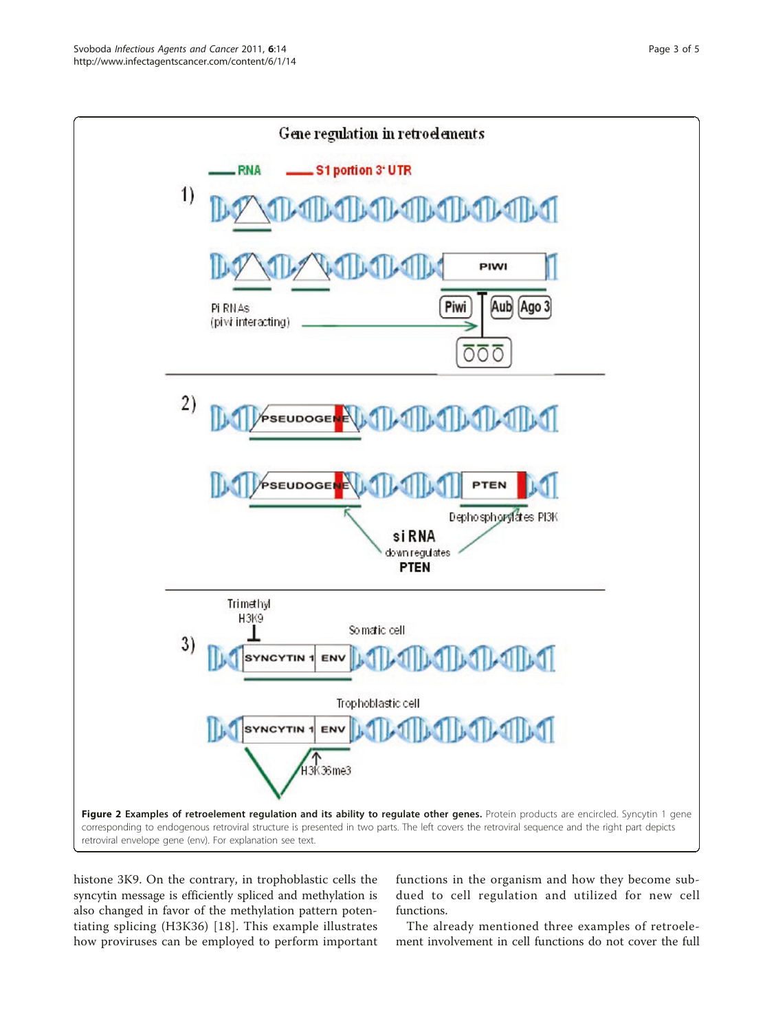**Figure 2 Examples of retroelement regulation and its ability to regulate other genes.** Protein products are encircled. Syncytin 1 gene corresponding to endogenous retroviral structure is presented in two parts. The left covers the retroviral sequence and the right part depicts retroviral envelope gene (env). For explanation see text.

histone 3K9. On the contrary, in trophoblastic cells the syncytin message is efficiently spliced and methylation is also changed in favor of the methylation pattern potentiating splicing (H3K36) [18]. This example illustrates how proviruses can be employed to perform important functions in the organism and how they become subdued to cell regulation and utilized for new cell functions.

The already mentioned three examples of retroelement involvement in cell functions do not cover the full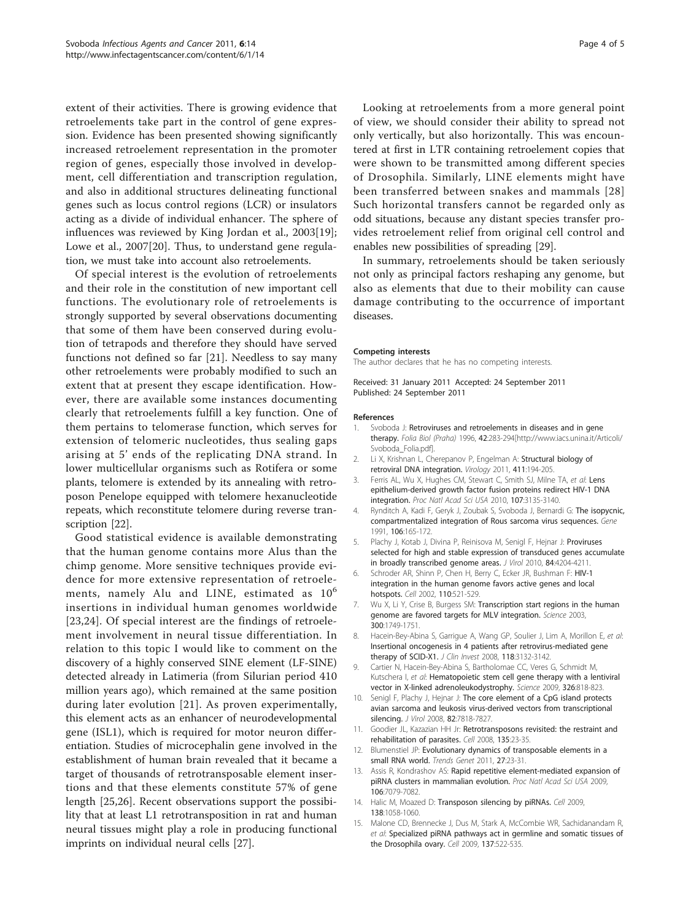extent of their activities. There is growing evidence that retroelements take part in the control of gene expression. Evidence has been presented showing significantly increased retroelement representation in the promoter region of genes, especially those involved in development, cell differentiation and transcription regulation, and also in additional structures delineating functional genes such as locus control regions (LCR) or insulators acting as a divide of individual enhancer. The sphere of influences was reviewed by King Jordan et al., 2003[19]; Lowe et al., 2007[20]. Thus, to understand gene regulation, we must take into account also retroelements.

Of special interest is the evolution of retroelements and their role in the constitution of new important cell functions. The evolutionary role of retroelements is strongly supported by several observations documenting that some of them have been conserved during evolution of tetrapods and therefore they should have served functions not defined so far [21]. Needless to say many other retroelements were probably modified to such an extent that at present they escape identification. However, there are available some instances documenting clearly that retroelements fulfill a key function. One of them pertains to telomerase function, which serves for extension of telomeric nucleotides, thus sealing gaps arising at 5' ends of the replicating DNA strand. In lower multicellular organisms such as Rotifera or some plants, telomere is extended by its annealing with retroposon Penelope equipped with telomere hexanucleotide repeats, which reconstitute telomere during reverse transcription [22].

Good statistical evidence is available demonstrating that the human genome contains more Alus than the chimp genome. More sensitive techniques provide evidence for more extensive representation of retroelements, namely Alu and LINE, estimated as $10^6$ insertions in individual human genomes worldwide [23,24]. Of special interest are the findings of retroelement involvement in neural tissue differentiation. In relation to this topic I would like to comment on the discovery of a highly conserved SINE element (LF-SINE) detected already in Latimeria (from Silurian period 410 million years ago), which remained at the same position during later evolution [21]. As proven experimentally, this element acts as an enhancer of neurodevelopmental gene (ISL1), which is required for motor neuron differentiation. Studies of microcephalin gene involved in the establishment of human brain revealed that it became a target of thousands of retrotransposable element insertions and that these elements constitute 57% of gene length [25,26]. Recent observations support the possibility that at least L1 retrotransposition in rat and human neural tissues might play a role in producing functional imprints on individual neural cells [27].

Looking at retroelements from a more general point of view, we should consider their ability to spread not only vertically, but also horizontally. This was encountered at first in LTR containing retroelement copies that were shown to be transmitted among different species of Drosophila. Similarly, LINE elements might have been transferred between snakes and mammals [28] Such horizontal transfers cannot be regarded only as odd situations, because any distant species transfer provides retroelement relief from original cell control and enables new possibilities of spreading [29].

In summary, retroelements should be taken seriously not only as principal factors reshaping any genome, but also as elements that due to their mobility can cause damage contributing to the occurrence of important diseases.

#### Competing interests

The author declares that he has no competing interests.

Received: 31 January 2011 Accepted: 24 September 2011
Published: 24 September 2011

#### References

1. Svoboda J: **Retroviruses and retroelements in diseases and in gene therapy.** *Folia Biol (Praha)* 1996, **42**:283-294[http://www.iacs.unina.it/Articoli/Svoboda_Folia.pdf].
2. Li X, Krishnan L, Cherepanov P, Engelman A: **Structural biology of retroviral DNA integration.** *Virology* 2011, **411**:194-205.
3. Ferris AL, Wu X, Hughes CM, Stewart C, Smith SJ, Milne TA, *et al*: **Lens epithelium-derived growth factor fusion proteins redirect HIV-1 DNA integration.** *Proc Natl Acad Sci USA* 2010, **107**:3135-3140.
4. Rynditch A, Kadi F, Geryk J, Zoubak S, Svoboda J, Bernardi G: **The isopycnic, compartmentalized integration of Rous sarcoma virus sequences.** *Gene* 1991, **106**:165-172.
5. Plachy J, Kotab J, Divina P, Reinisova M, Senigl F, Hejnar J: **Proviruses selected for high and stable expression of transduced genes accumulate in broadly transcribed genome areas.** *J Virol* 2010, **84**:4204-4211.
6. Schroder AR, Shinn P, Chen H, Berry C, Ecker JR, Bushman F: **HIV-1 integration in the human genome favors active genes and local hotspots.** *Cell* 2002, **110**:521-529.
7. Wu X, Li Y, Crise B, Burgess SM: **Transcription start regions in the human genome are favored targets for MLV integration.** *Science* 2003, **300**:1749-1751.
8. Hacein-Bey-Abina S, Garrigue A, Wang GP, Soulier J, Lim A, Morillon E, *et al*: **Insertional oncogenesis in 4 patients after retrovirus-mediated gene therapy of SCID-X1.** *J Clin Invest* 2008, **118**:3132-3142.
9. Cartier N, Hacein-Bey-Abina S, Bartholomae CC, Veres G, Schmidt M, Kutschera I, *et al*: **Hematopoietic stem cell gene therapy with a lentiviral vector in X-linked adrenoleukodystrophy.** *Science* 2009, **326**:818-823.
10. Senigl F, Plachy J, Hejnar J: **The core element of a CpG island protects avian sarcoma and leukosis virus-derived vectors from transcriptional silencing.** *J Virol* 2008, **82**:7818-7827.
11. Goodier JL, Kazazian HH Jr: **Retrotransposons revisited: the restraint and rehabilitation of parasites.** *Cell* 2008, **135**:23-35.
12. Blumenstiel JP: **Evolutionary dynamics of transposable elements in a small RNA world.** *Trends Genet* 2011, **27**:23-31.
13. Assis R, Kondrashov AS: **Rapid repetitive element-mediated expansion of piRNA clusters in mammalian evolution.** *Proc Natl Acad Sci USA* 2009, **106**:7079-7082.
14. Halic M, Moazed D: **Transposon silencing by piRNAs.** *Cell* 2009, **138**:1058-1060.
15. Malone CD, Brennecke J, Dus M, Stark A, McCombie WR, Sachidanandam R, *et al*: **Specialized piRNA pathways act in germline and somatic tissues of the Drosophila ovary.** *Cell* 2009, **137**:522-535.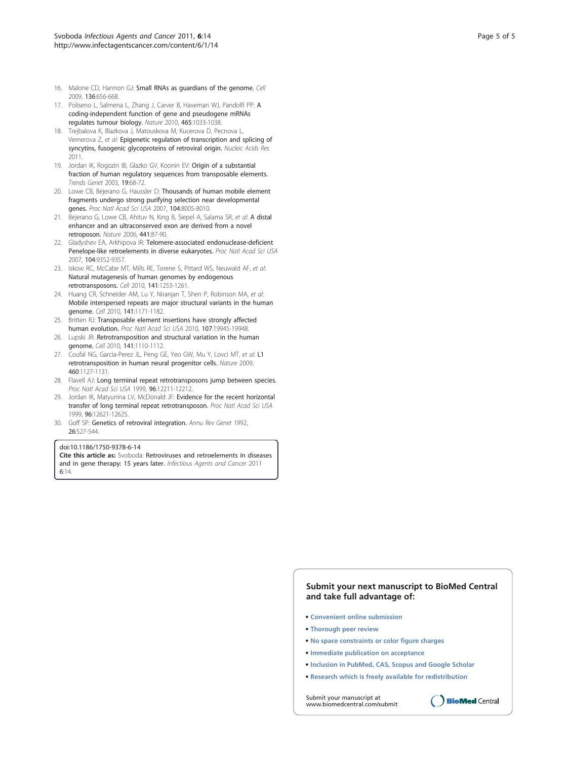16. Malone CD, Hannon GJ: **Small RNAs as guardians of the genome.** *Cell* 2009, **136**:656-668.
17. Poliseno L, Salmena L, Zhang J, Carver B, Haveman WJ, Pandolfi PP: **A coding-independent function of gene and pseudogene mRNAs regulates tumour biology.** *Nature* 2010, **465**:1033-1038.
18. Trejbalova K, Blazkova J, Matouskova M, Kucerova D, Pecnova L, Vernerova Z, *et al*: **Epigenetic regulation of transcription and splicing of syncytins, fusogenic glycoproteins of retroviral origin.** *Nucleic Acids Res* 2011.
19. Jordan IK, Rogozin IB, Glazko GV, Koonin EV: **Origin of a substantial fraction of human regulatory sequences from transposable elements.** *Trends Genet* 2003, **19**:68-72.
20. Lowe CB, Bejerano G, Haussler D: **Thousands of human mobile element fragments undergo strong purifying selection near developmental genes.** *Proc Natl Acad Sci USA* 2007, **104**:8005-8010.
21. Bejerano G, Lowe CB, Ahituv N, King B, Siepel A, Salama SR, *et al*: **A distal enhancer and an ultraconserved exon are derived from a novel retroposon.** *Nature* 2006, **441**:87-90.
22. Gladyshev EA, Arkhipova IR: **Telomere-associated endonuclease-deficient Penelope-like retroelements in diverse eukaryotes.** *Proc Natl Acad Sci USA* 2007, **104**:9352-9357.
23. Iskow RC, McCabe MT, Mills RE, Torene S, Pittard WS, Neuwald AF, *et al*: **Natural mutagenesis of human genomes by endogenous retrotransposons.** *Cell* 2010, **141**:1253-1261.
24. Huang CR, Schneider AM, Lu Y, Niranjan T, Shen P, Robinson MA, *et al*: **Mobile interspersed repeats are major structural variants in the human genome.** *Cell* 2010, **141**:1171-1182.
25. Britten RJ: **Transposable element insertions have strongly affected human evolution.** *Proc Natl Acad Sci USA* 2010, **107**:19945-19948.
26. Lupski JR: **Retrotransposition and structural variation in the human genome.** *Cell* 2010, **141**:1110-1112.
27. Coufal NG, Garcia-Perez JL, Peng GE, Yeo GW, Mu Y, Lovci MT, *et al*: **L1 retrotransposition in human neural progenitor cells.** *Nature* 2009, **460**:1127-1131.
28. Flavell AJ: **Long terminal repeat retrotransposons jump between species.** *Proc Natl Acad Sci USA* 1999, **96**:12211-12212.
29. Jordan IK, Matyunina LV, McDonald JF: **Evidence for the recent horizontal transfer of long terminal repeat retrotransposon.** *Proc Natl Acad Sci USA* 1999, **96**:12621-12625.
30. Goff SP: **Genetics of retroviral integration.** *Annu Rev Genet* 1992, **26**:527-544.

doi:10.1186/1750-9378-6-14
**Cite this article as:** Svoboda: Retroviruses and retroelements in diseases and in gene therapy: 15 years later. *Infectious Agents and Cancer* 2011 **6**:14.

**Submit your next manuscript to BioMed Central and take full advantage of:**

- **Convenient online submission**
- **Thorough peer review**
- **No space constraints or color figure charges**
- **Immediate publication on acceptance**
- **Inclusion in PubMed, CAS, Scopus and Google Scholar**
- **Research which is freely available for redistribution**

Submit your manuscript at
www.biomedcentral.com/submit

BioMed Central